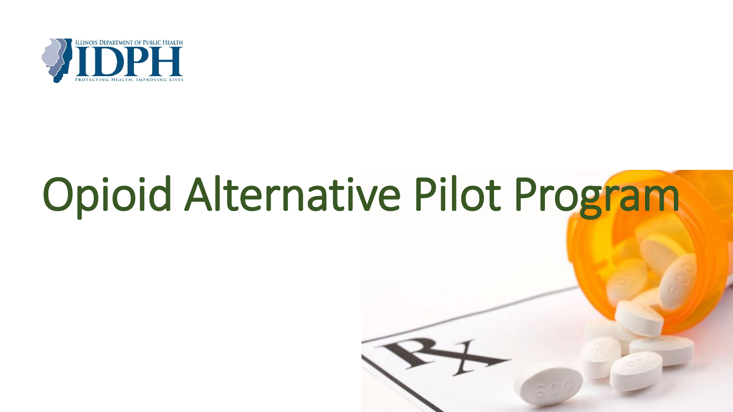ILLINOIS DEPARTMENT OF PUBLIC HEALTH

IDPH

PROTECTING HEALTH, IMPROVING LIVES

# Opioid Alternative Pilot Program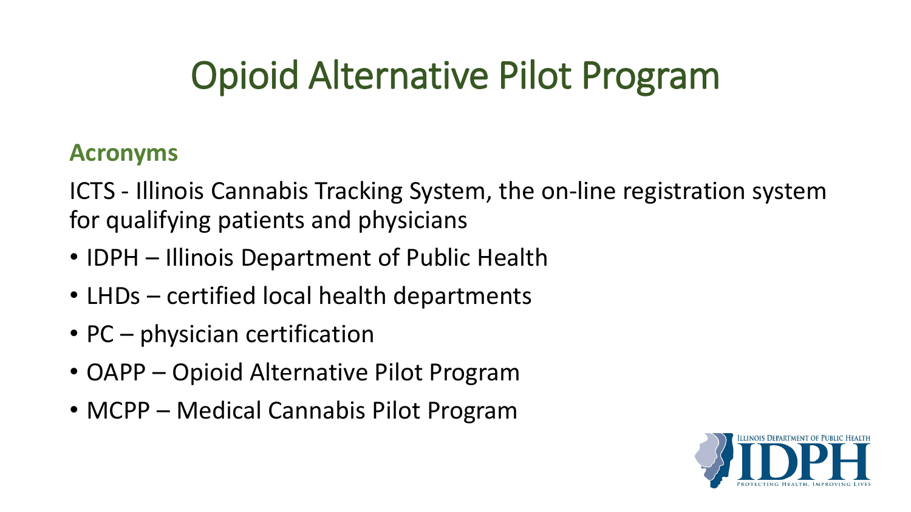# Opioid Alternative Pilot Program

**Acronyms**

ICTS - Illinois Cannabis Tracking System, the on-line registration system for qualifying patients and physicians

- IDPH – Illinois Department of Public Health
- LHDs – certified local health departments
- PC – physician certification
- OAPP – Opioid Alternative Pilot Program
- MCPP – Medical Cannabis Pilot Program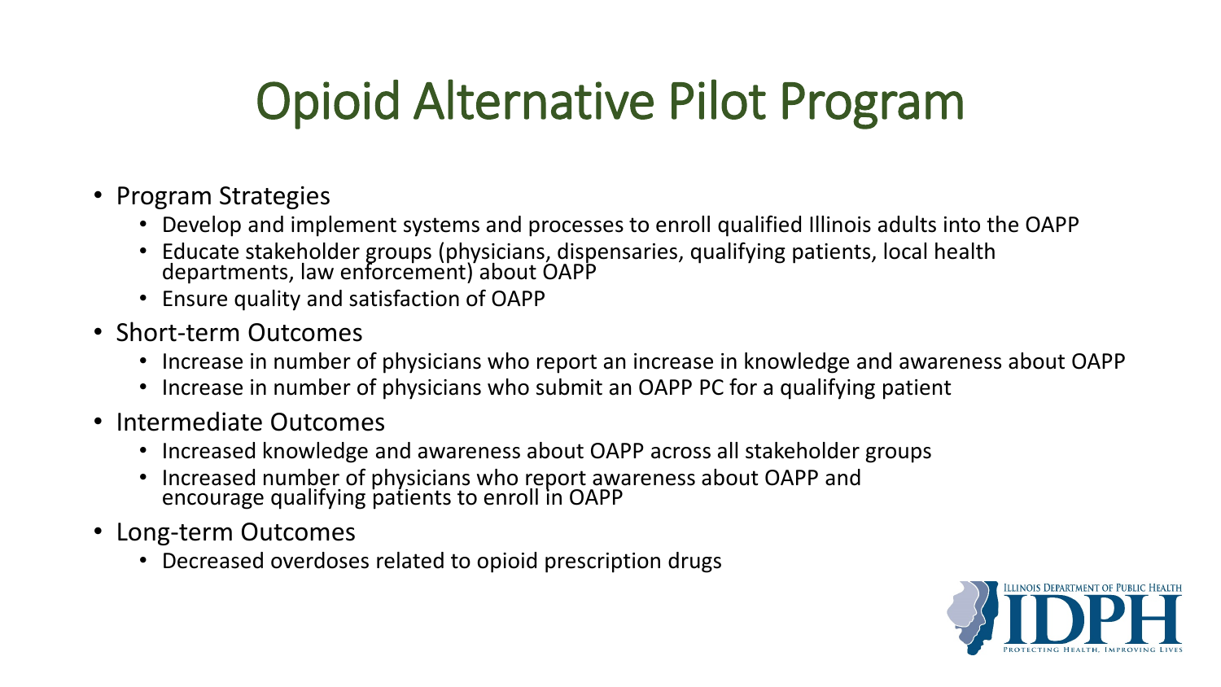# Opioid Alternative Pilot Program

- Program Strategies
  - Develop and implement systems and processes to enroll qualified Illinois adults into the OAPP
  - Educate stakeholder groups (physicians, dispensaries, qualifying patients, local health departments, law enforcement) about OAPP
  - Ensure quality and satisfaction of OAPP
- Short-term Outcomes
  - Increase in number of physicians who report an increase in knowledge and awareness about OAPP
  - Increase in number of physicians who submit an OAPP PC for a qualifying patient
- Intermediate Outcomes
  - Increased knowledge and awareness about OAPP across all stakeholder groups
  - Increased number of physicians who report awareness about OAPP and encourage qualifying patients to enroll in OAPP
- Long-term Outcomes
  - Decreased overdoses related to opioid prescription drugs

ILLINOIS DEPARTMENT OF PUBLIC HEALTH
IDPH
PROTECTING HEALTH, IMPROVING LIVES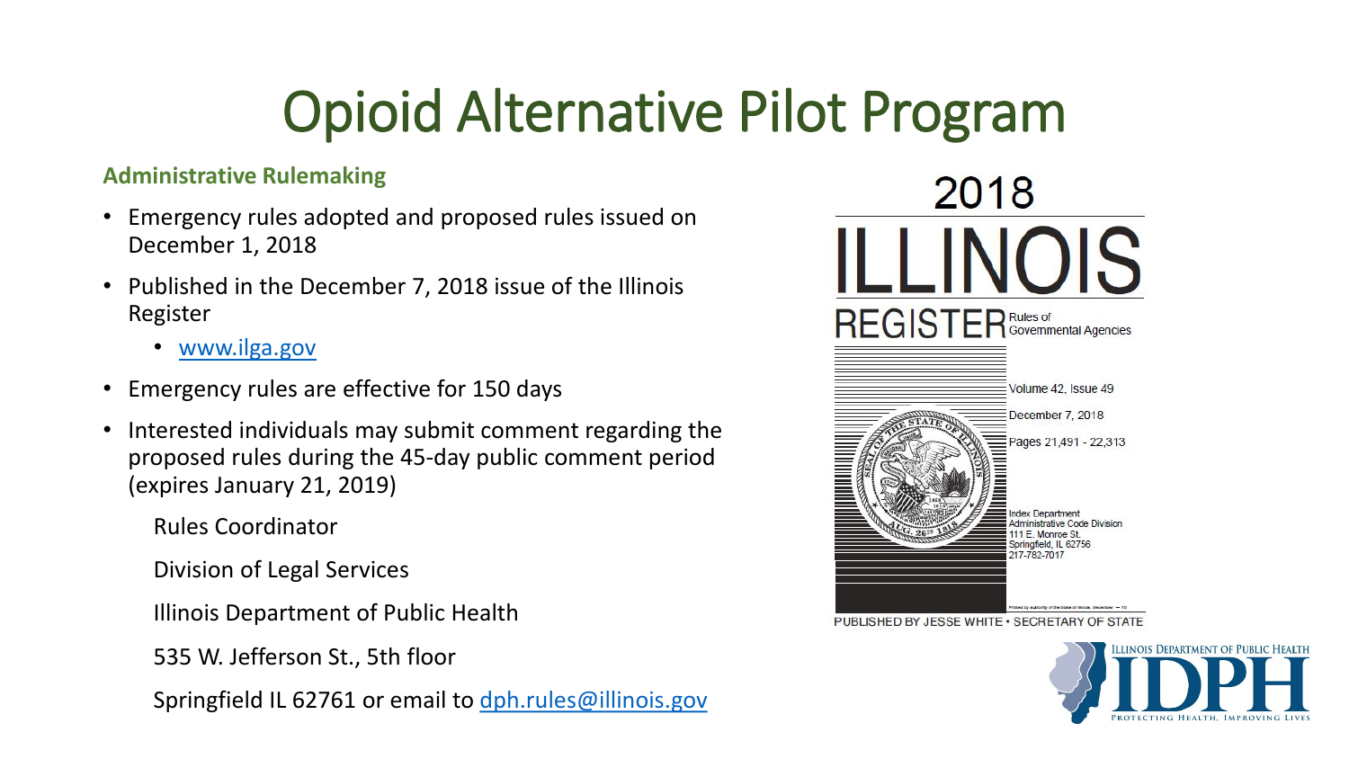# Opioid Alternative Pilot Program

**Administrative Rulemaking**

- Emergency rules adopted and proposed rules issued on December 1, 2018
- Published in the December 7, 2018 issue of the Illinois Register
  - www.ilga.gov
- Emergency rules are effective for 150 days
- Interested individuals may submit comment regarding the proposed rules during the 45-day public comment period (expires January 21, 2019)

  Rules Coordinator

  Division of Legal Services

  Illinois Department of Public Health

  535 W. Jefferson St., 5th floor

  Springfield IL 62761 or email to dph.rules@illinois.gov

2018

ILLINOIS

REGISTER Rules of Governmental Agencies

Volume 42, Issue 49

December 7, 2018

Pages 21,491 - 22,313

Index Department
Administrative Code Division
111 E. Monroe St.
Springfield, IL 62756
217-782-7017

PUBLISHED BY JESSE WHITE • SECRETARY OF STATE

ILLINOIS DEPARTMENT OF PUBLIC HEALTH
IDPH
PROTECTING HEALTH, IMPROVING LIVES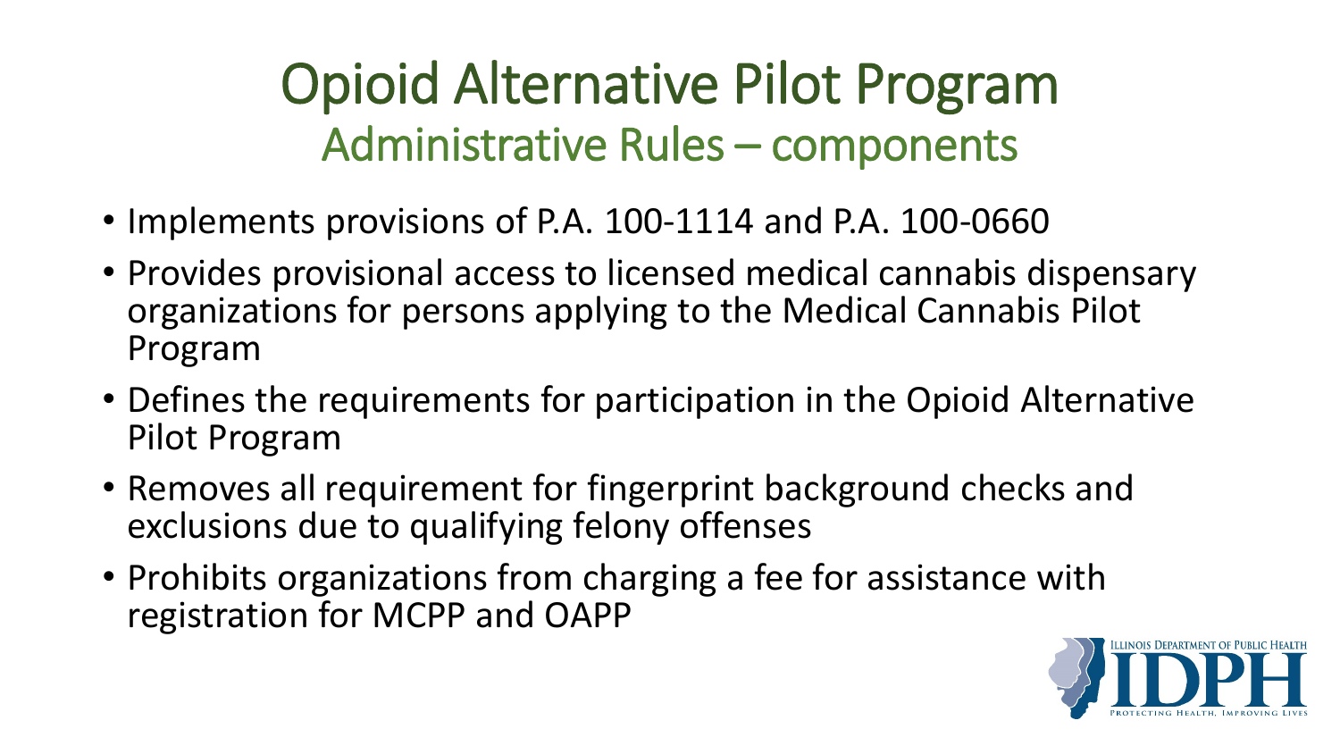# Opioid Alternative Pilot Program

## Administrative Rules – components

- Implements provisions of P.A. 100-1114 and P.A. 100-0660
- Provides provisional access to licensed medical cannabis dispensary organizations for persons applying to the Medical Cannabis Pilot Program
- Defines the requirements for participation in the Opioid Alternative Pilot Program
- Removes all requirement for fingerprint background checks and exclusions due to qualifying felony offenses
- Prohibits organizations from charging a fee for assistance with registration for MCPP and OAPP

Illinois Department of Public Health
IDPH
Protecting Health, Improving Lives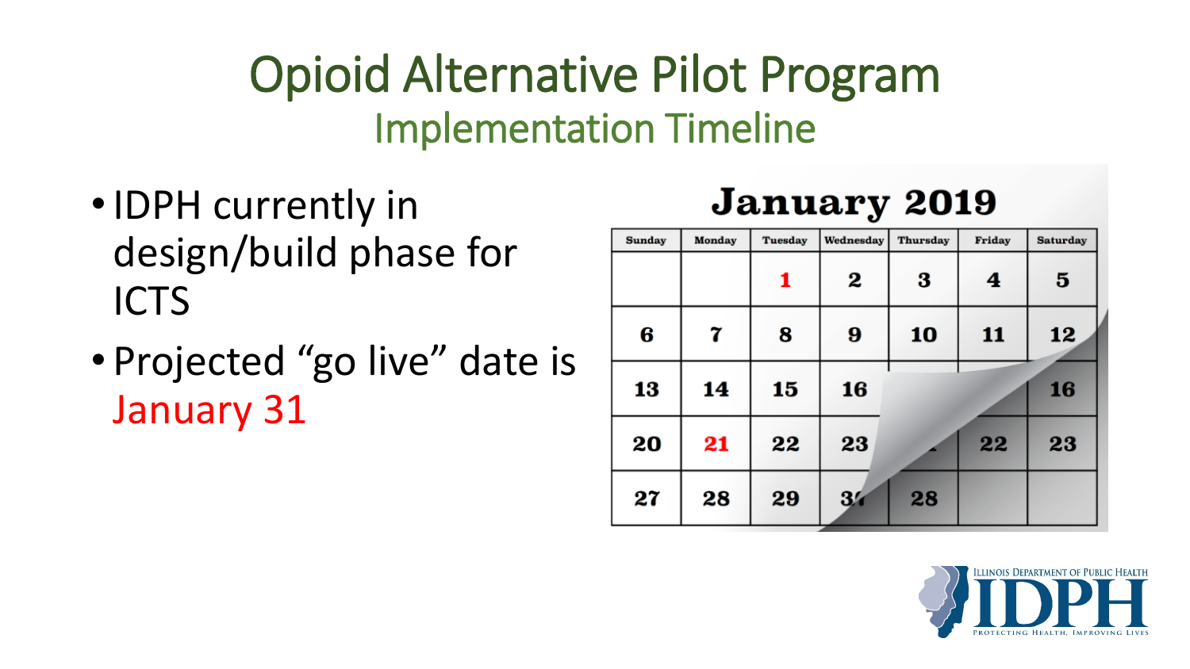# Opioid Alternative Pilot Program

## Implementation Timeline

- IDPH currently in design/build phase for ICTS
- Projected "go live" date is January 31

**January 2019**

| Sunday | Monday | Tuesday | Wednesday | Thursday | Friday | Saturday |
|---|---|---|---|---|---|---|
| | | 1 | 2 | 3 | 4 | 5 |
| 6 | 7 | 8 | 9 | 10 | 11 | 12 |
| 13 | 14 | 15 | 16 | | | 16 |
| 20 | 21 | 22 | 23 | | 22 | 23 |
| 27 | 28 | 29 | 31 | 28 | | |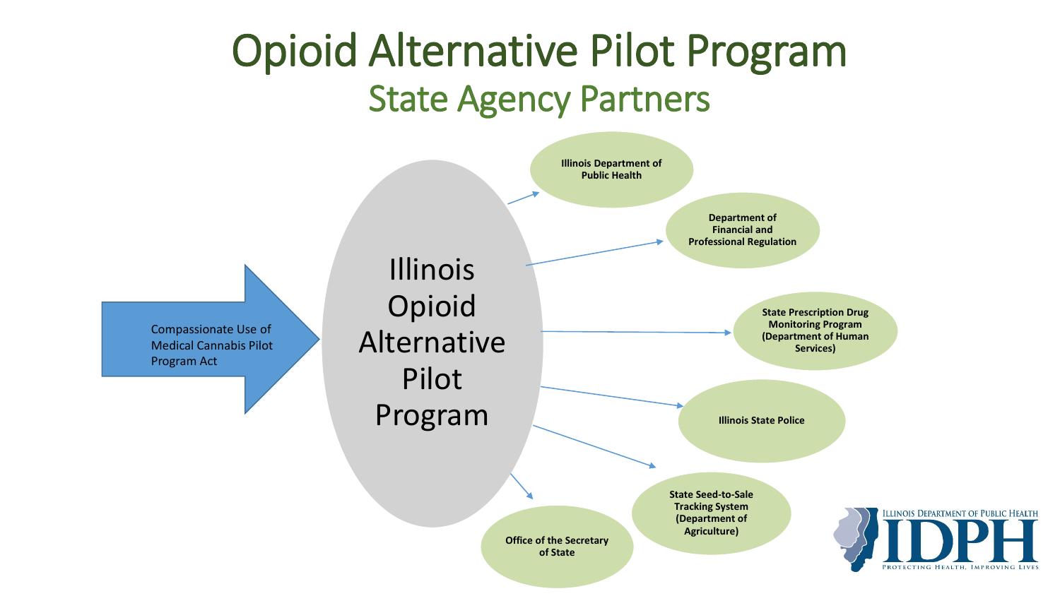# Opioid Alternative Pilot Program

## State Agency Partners

Compassionate Use of Medical Cannabis Pilot Program Act

Illinois Opioid Alternative Pilot Program

- **Illinois Department of Public Health**
- **Department of Financial and Professional Regulation**
- **State Prescription Drug Monitoring Program (Department of Human Services)**
- **Illinois State Police**
- **State Seed-to-Sale Tracking System (Department of Agriculture)**
- **Office of the Secretary of State**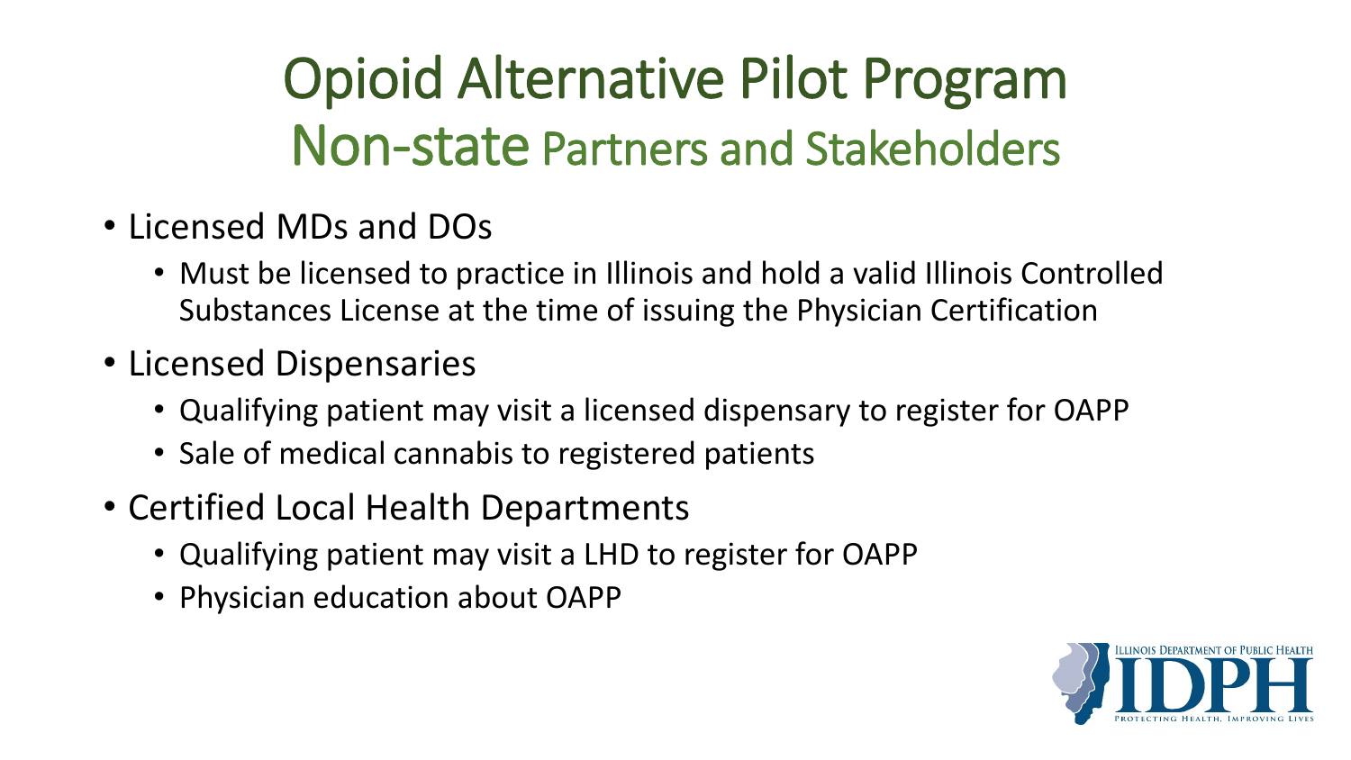# Opioid Alternative Pilot Program
## Non-state Partners and Stakeholders

- Licensed MDs and DOs
  - Must be licensed to practice in Illinois and hold a valid Illinois Controlled Substances License at the time of issuing the Physician Certification
- Licensed Dispensaries
  - Qualifying patient may visit a licensed dispensary to register for OAPP
  - Sale of medical cannabis to registered patients
- Certified Local Health Departments
  - Qualifying patient may visit a LHD to register for OAPP
  - Physician education about OAPP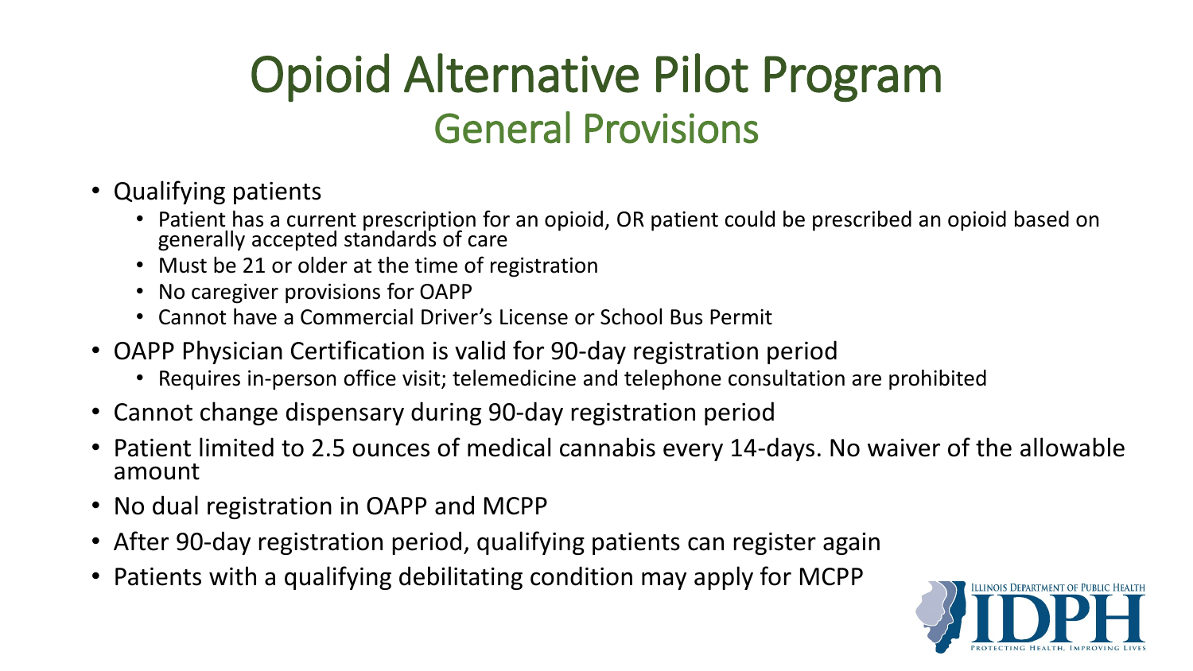# Opioid Alternative Pilot Program

## General Provisions

- Qualifying patients
  - Patient has a current prescription for an opioid, OR patient could be prescribed an opioid based on generally accepted standards of care
  - Must be 21 or older at the time of registration
  - No caregiver provisions for OAPP
  - Cannot have a Commercial Driver's License or School Bus Permit
- OAPP Physician Certification is valid for 90-day registration period
  - Requires in-person office visit; telemedicine and telephone consultation are prohibited
- Cannot change dispensary during 90-day registration period
- Patient limited to 2.5 ounces of medical cannabis every 14-days. No waiver of the allowable amount
- No dual registration in OAPP and MCPP
- After 90-day registration period, qualifying patients can register again
- Patients with a qualifying debilitating condition may apply for MCPP

ILLINOIS DEPARTMENT OF PUBLIC HEALTH

IDPH

PROTECTING HEALTH, IMPROVING LIVES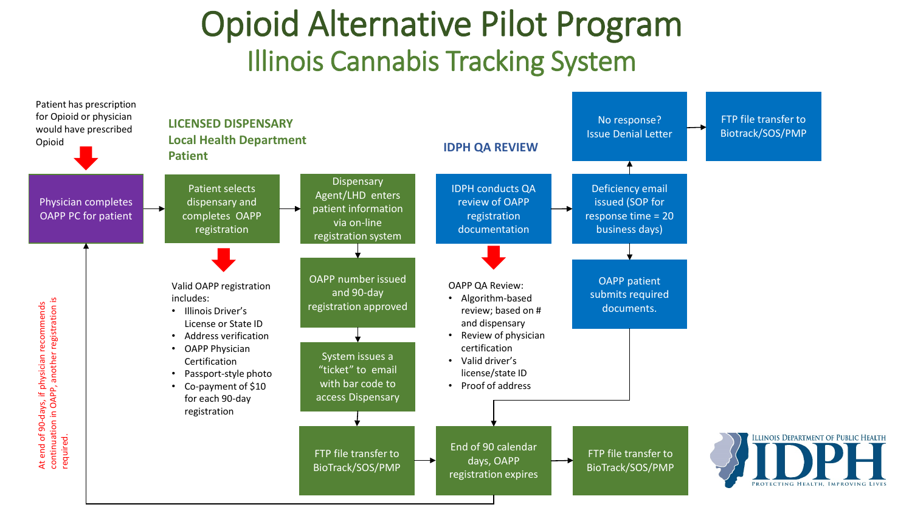# Opioid Alternative Pilot Program

## Illinois Cannabis Tracking System

Patient has prescription for Opioid or physician would have prescribed Opioid

**LICENSED DISPENSARY**
**Local Health Department**
**Patient**

**IDPH QA REVIEW**

Physician completes OAPP PC for patient

Patient selects dispensary and completes OAPP registration

Dispensary Agent/LHD enters patient information via on-line registration system

IDPH conducts QA review of OAPP registration documentation

Deficiency email issued (SOP for response time = 20 business days)

No response? Issue Denial Letter

FTP file transfer to Biotrack/SOS/PMP

Valid OAPP registration includes:

- Illinois Driver's License or State ID
- Address verification
- OAPP Physician Certification
- Passport-style photo
- Co-payment of $10 for each 90-day registration

OAPP number issued and 90-day registration approved

System issues a "ticket" to email with bar code to access Dispensary

FTP file transfer to BioTrack/SOS/PMP

OAPP QA Review:

- Algorithm-based review; based on # and dispensary
- Review of physician certification
- Valid driver's license/state ID
- Proof of address

OAPP patient submits required documents.

End of 90 calendar days, OAPP registration expires

FTP file transfer to BioTrack/SOS/PMP

At end of 90-days, if physician recommends continuation in OAPP, another registration is required.

Illinois Department of Public Health
IDPH
Protecting Health, Improving Lives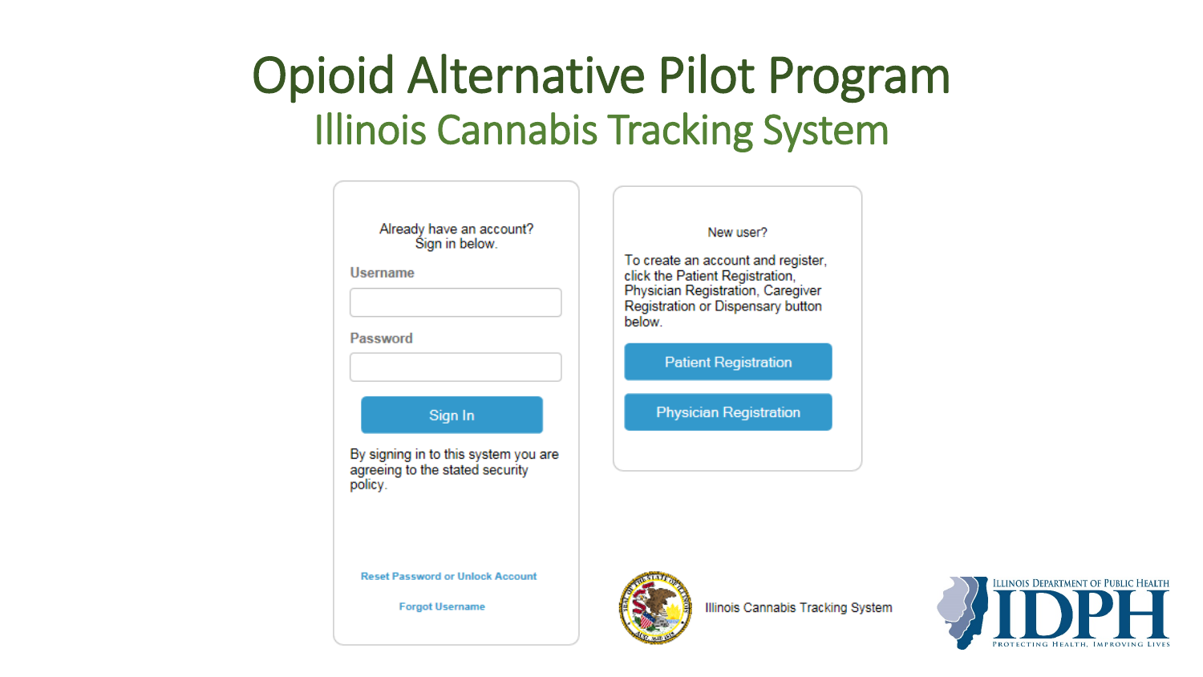# Opioid Alternative Pilot Program

## Illinois Cannabis Tracking System

Already have an account?
Sign in below.

Username

Password

Sign In

By signing in to this system you are agreeing to the stated security policy.

Reset Password or Unlock Account

Forgot Username

New user?

To create an account and register, click the Patient Registration, Physician Registration, Caregiver Registration or Dispensary button below.

Patient Registration

Physician Registration

Illinois Cannabis Tracking System

ILLINOIS DEPARTMENT OF PUBLIC HEALTH
IDPH
PROTECTING HEALTH, IMPROVING LIVES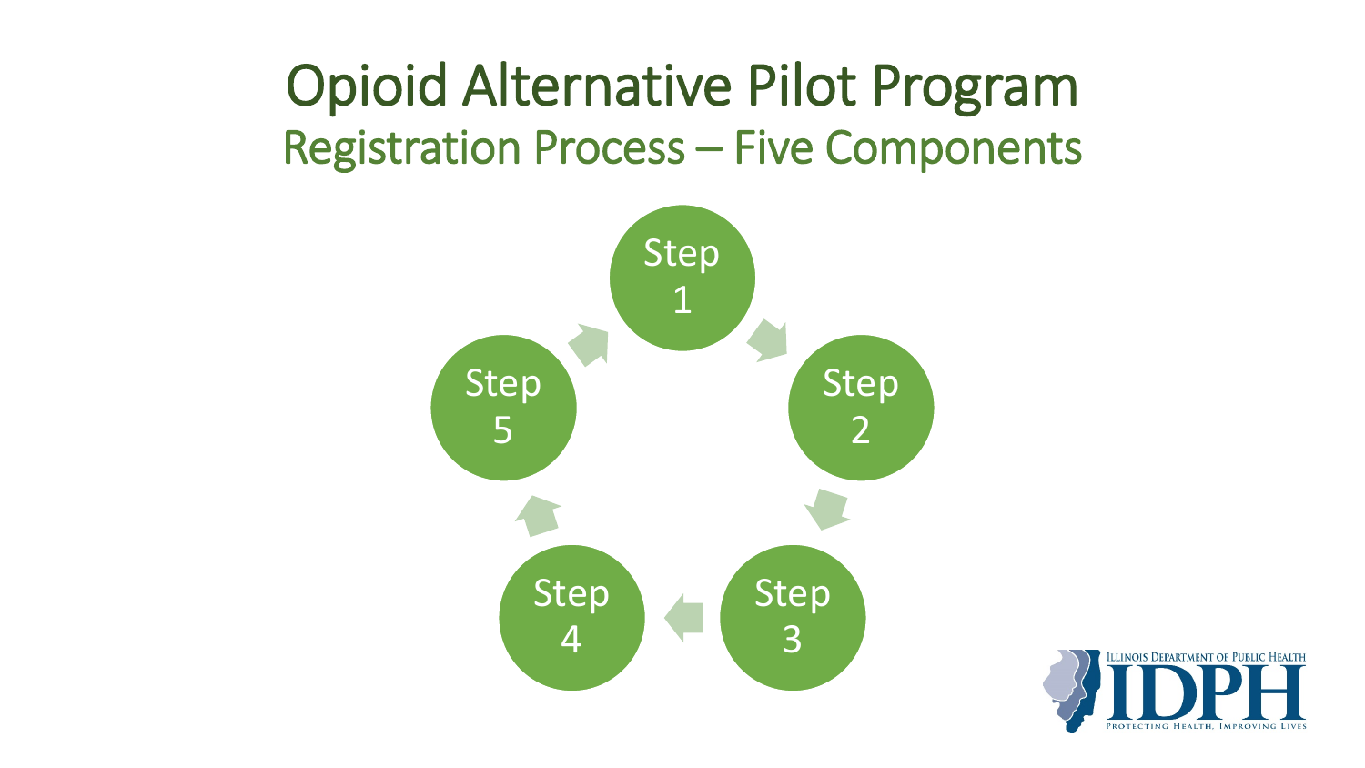# Opioid Alternative Pilot Program

## Registration Process – Five Components

Step 1

Step 2

Step 3

Step 4

Step 5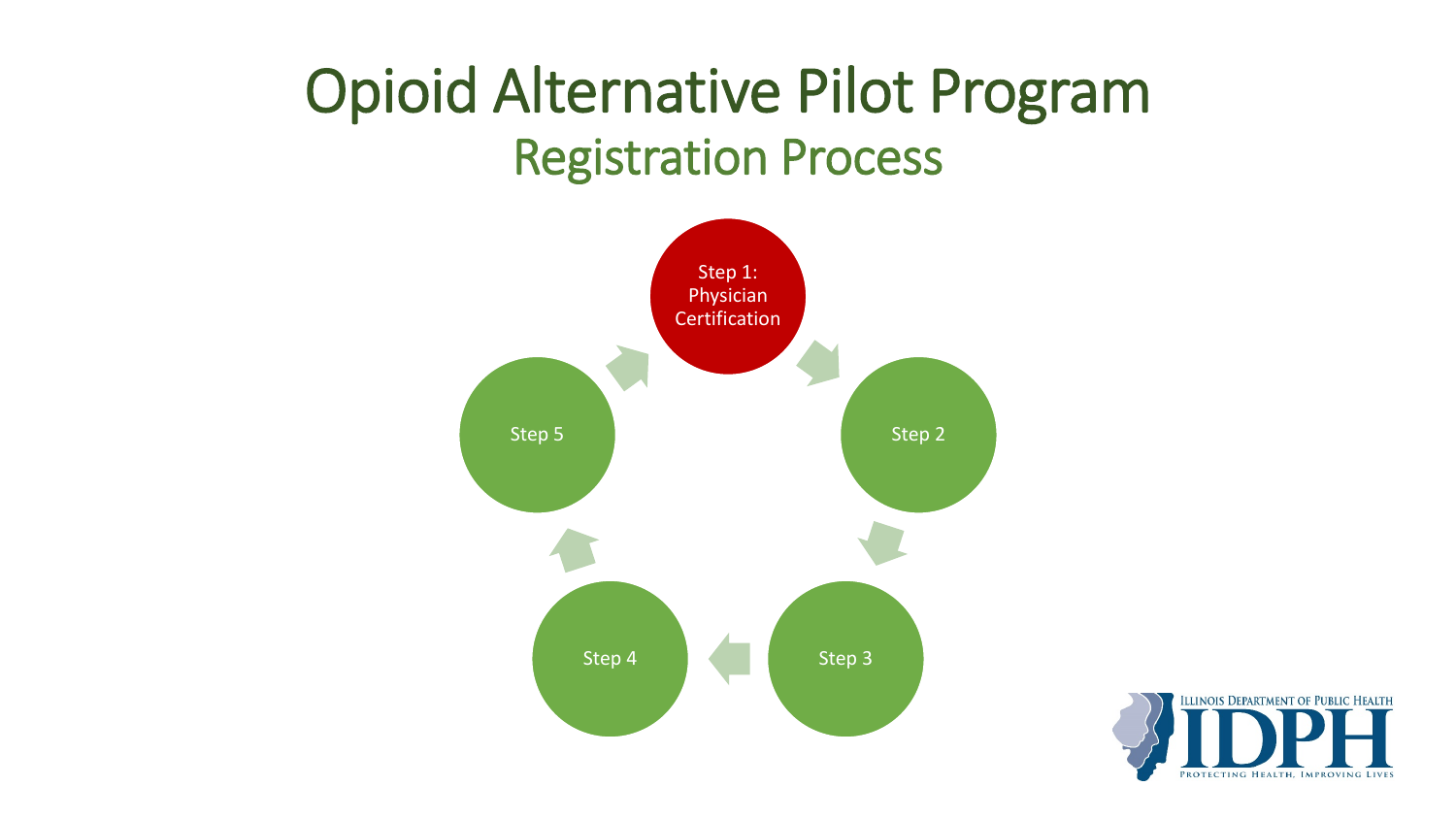# Opioid Alternative Pilot Program

## Registration Process

Step 1: Physician Certification

Step 2

Step 3

Step 4

Step 5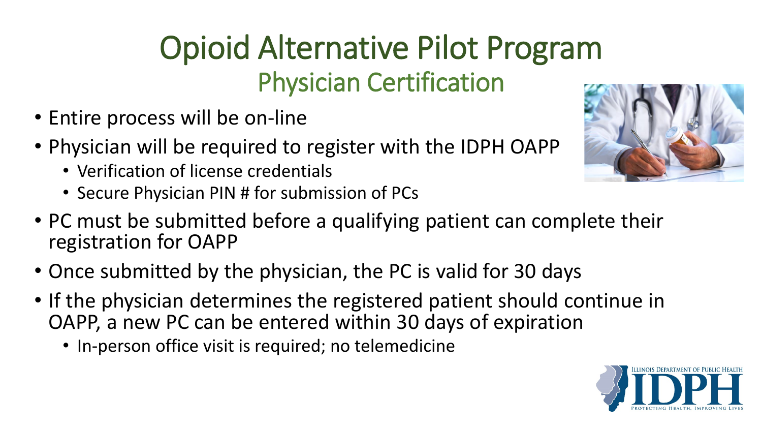# Opioid Alternative Pilot Program

## Physician Certification

- Entire process will be on-line
- Physician will be required to register with the IDPH OAPP
  - Verification of license credentials
  - Secure Physician PIN # for submission of PCs
- PC must be submitted before a qualifying patient can complete their registration for OAPP
- Once submitted by the physician, the PC is valid for 30 days
- If the physician determines the registered patient should continue in OAPP, a new PC can be entered within 30 days of expiration
  - In-person office visit is required; no telemedicine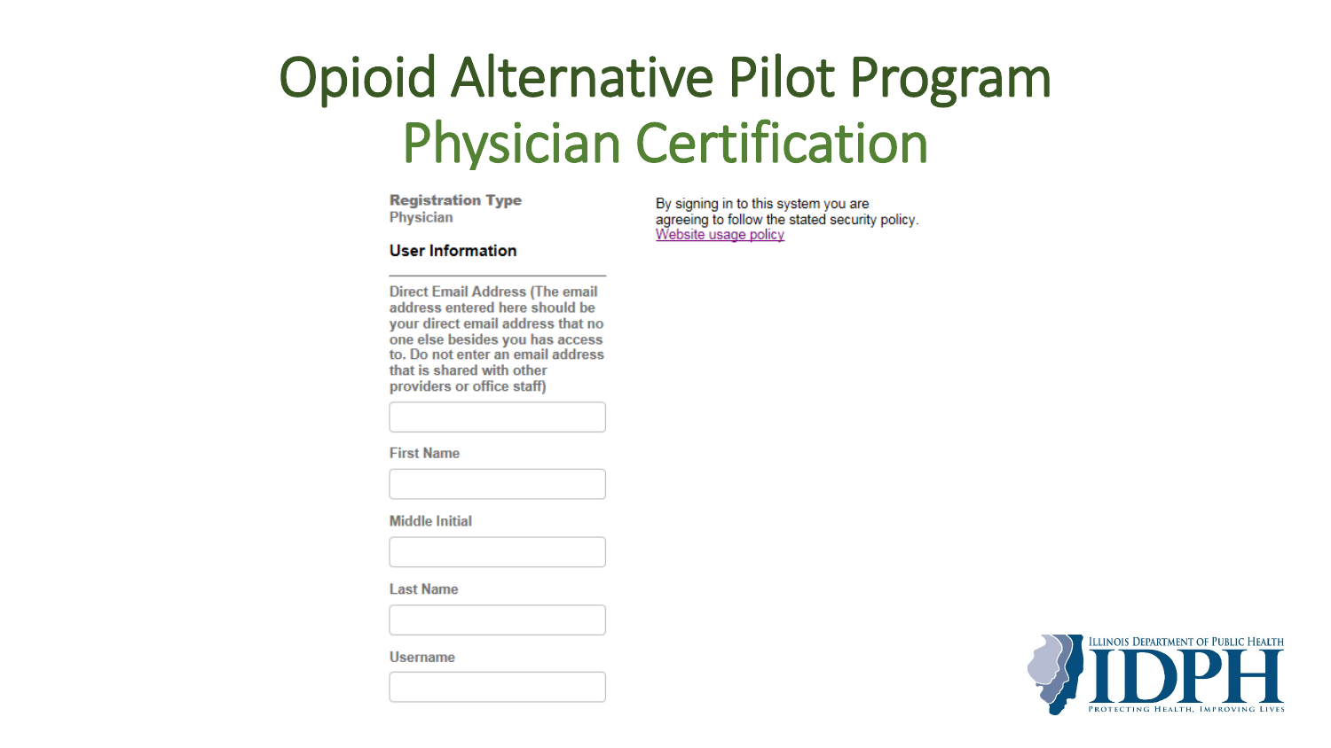# Opioid Alternative Pilot Program
## Physician Certification

**Registration Type**
Physician

**User Information**

Direct Email Address (The email address entered here should be your direct email address that no one else besides you has access to. Do not enter an email address that is shared with other providers or office staff)

First Name

Middle Initial

Last Name

Username

By signing in to this system you are agreeing to follow the stated security policy.
Website usage policy

ILLINOIS DEPARTMENT OF PUBLIC HEALTH
IDPH
PROTECTING HEALTH, IMPROVING LIVES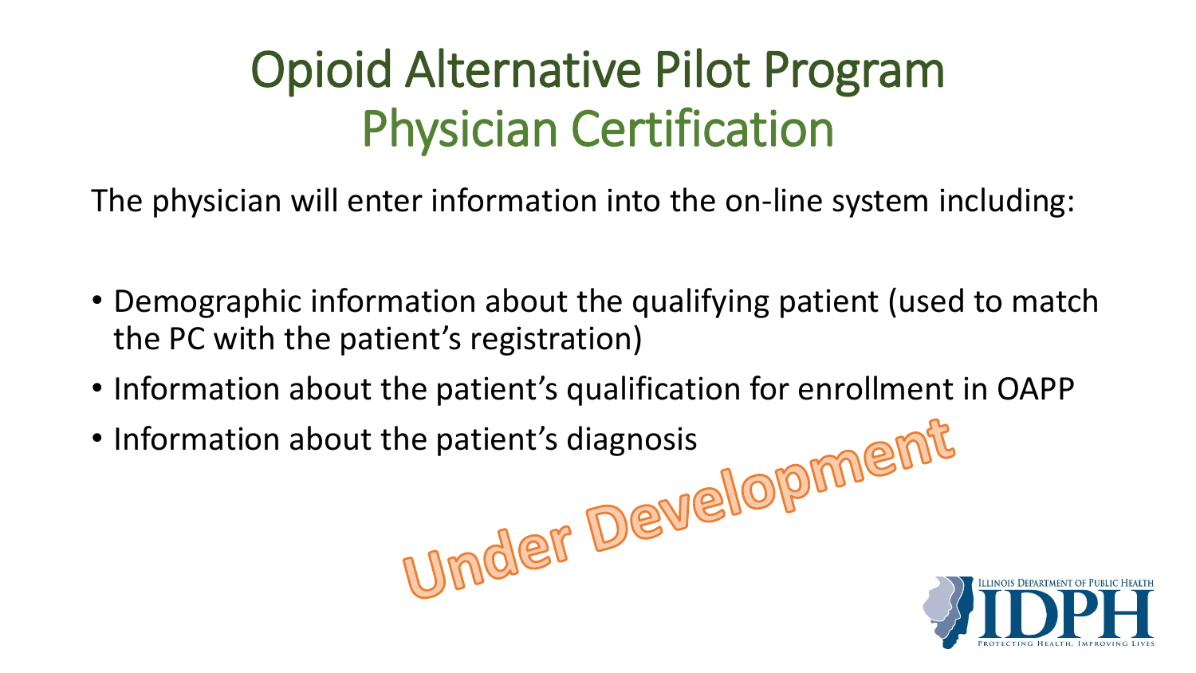# Opioid Alternative Pilot Program
## Physician Certification

The physician will enter information into the on-line system including:

- Demographic information about the qualifying patient (used to match the PC with the patient's registration)
- Information about the patient's qualification for enrollment in OAPP
- Information about the patient's diagnosis

Under Development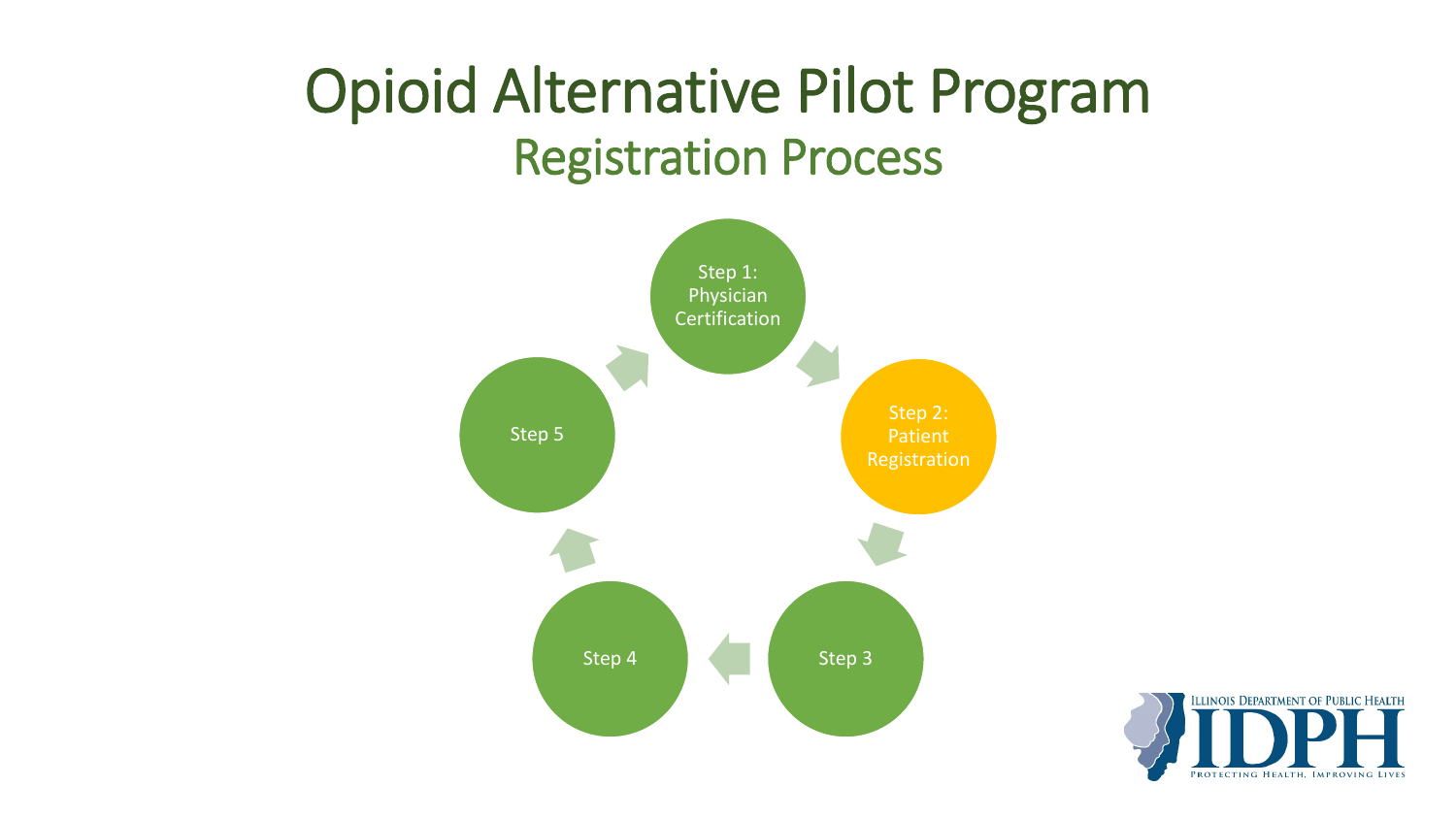# Opioid Alternative Pilot Program

## Registration Process

Step 1: Physician Certification

Step 2: Patient Registration

Step 3

Step 4

Step 5

ILLINOIS DEPARTMENT OF PUBLIC HEALTH
IDPH
PROTECTING HEALTH, IMPROVING LIVES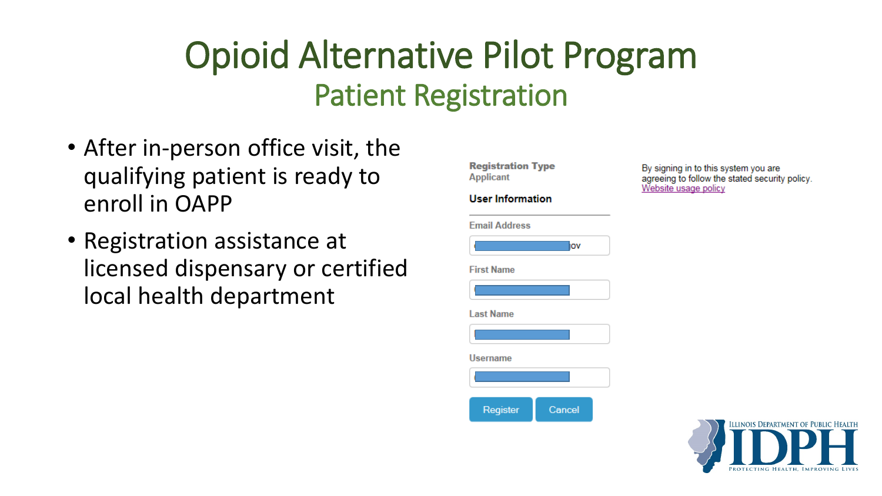# Opioid Alternative Pilot Program

## Patient Registration

- After in-person office visit, the qualifying patient is ready to enroll in OAPP
- Registration assistance at licensed dispensary or certified local health department

**Registration Type**
Applicant

**User Information**

Email Address

First Name

Last Name

Username

Register   Cancel

By signing in to this system you are agreeing to follow the stated security policy.
Website usage policy

ILLINOIS DEPARTMENT OF PUBLIC HEALTH
IDPH
PROTECTING HEALTH, IMPROVING LIVES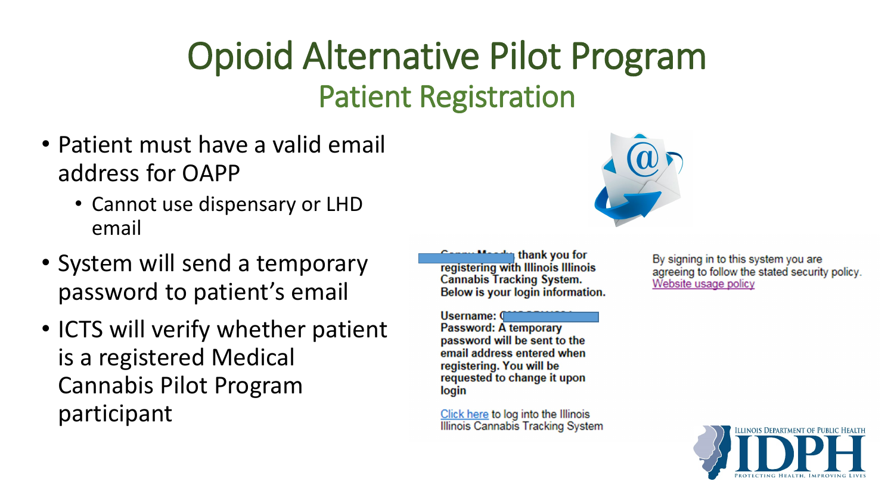# Opioid Alternative Pilot Program

## Patient Registration

- Patient must have a valid email address for OAPP
  - Cannot use dispensary or LHD email
- System will send a temporary password to patient's email
- ICTS will verify whether patient is a registered Medical Cannabis Pilot Program participant

**[redacted] thank you for registering with Illinois Illinois Cannabis Tracking System. Below is your login information.**

**Username: [redacted]**
**Password: A temporary password will be sent to the email address entered when registering. You will be requested to change it upon login**

Click here to log into the Illinois Illinois Cannabis Tracking System

By signing in to this system you are agreeing to follow the stated security policy. Website usage policy

Illinois Department of Public Health

IDPH

Protecting Health, Improving Lives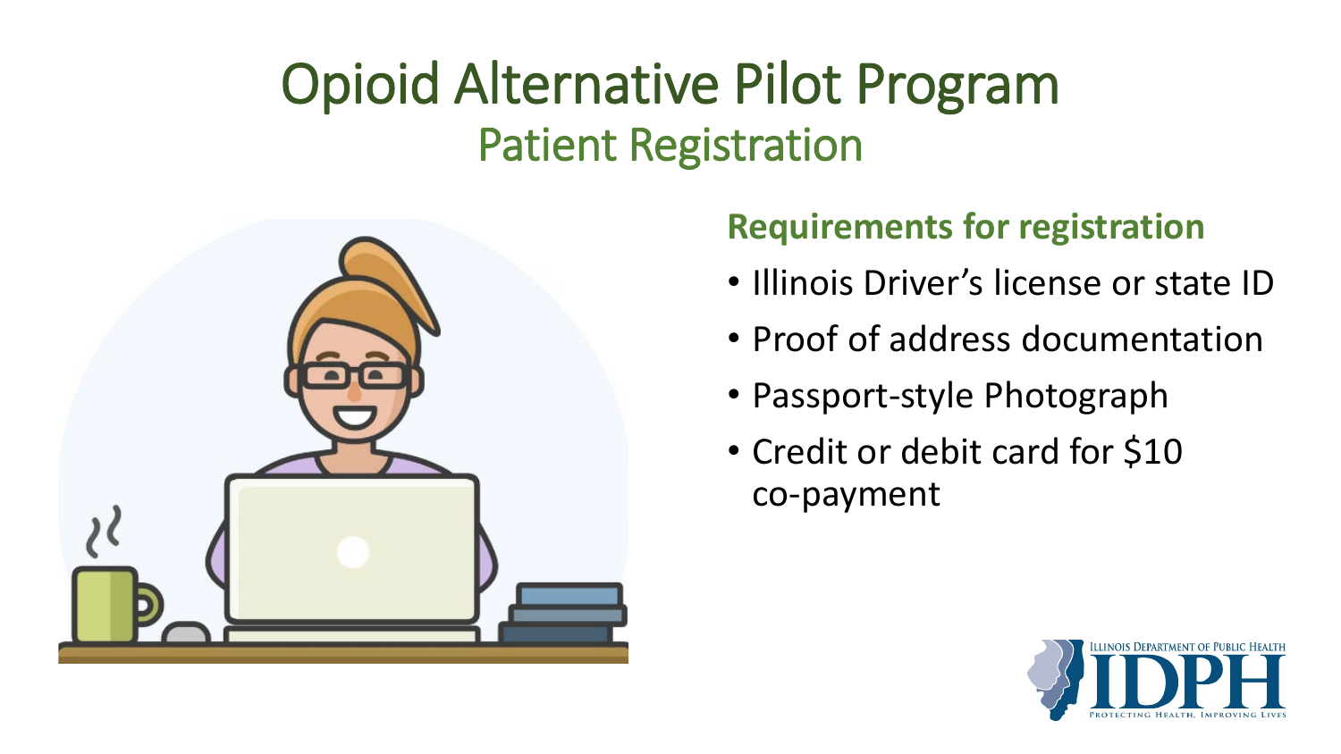# Opioid Alternative Pilot Program

## Patient Registration

### Requirements for registration

- Illinois Driver's license or state ID
- Proof of address documentation
- Passport-style Photograph
- Credit or debit card for $10 co-payment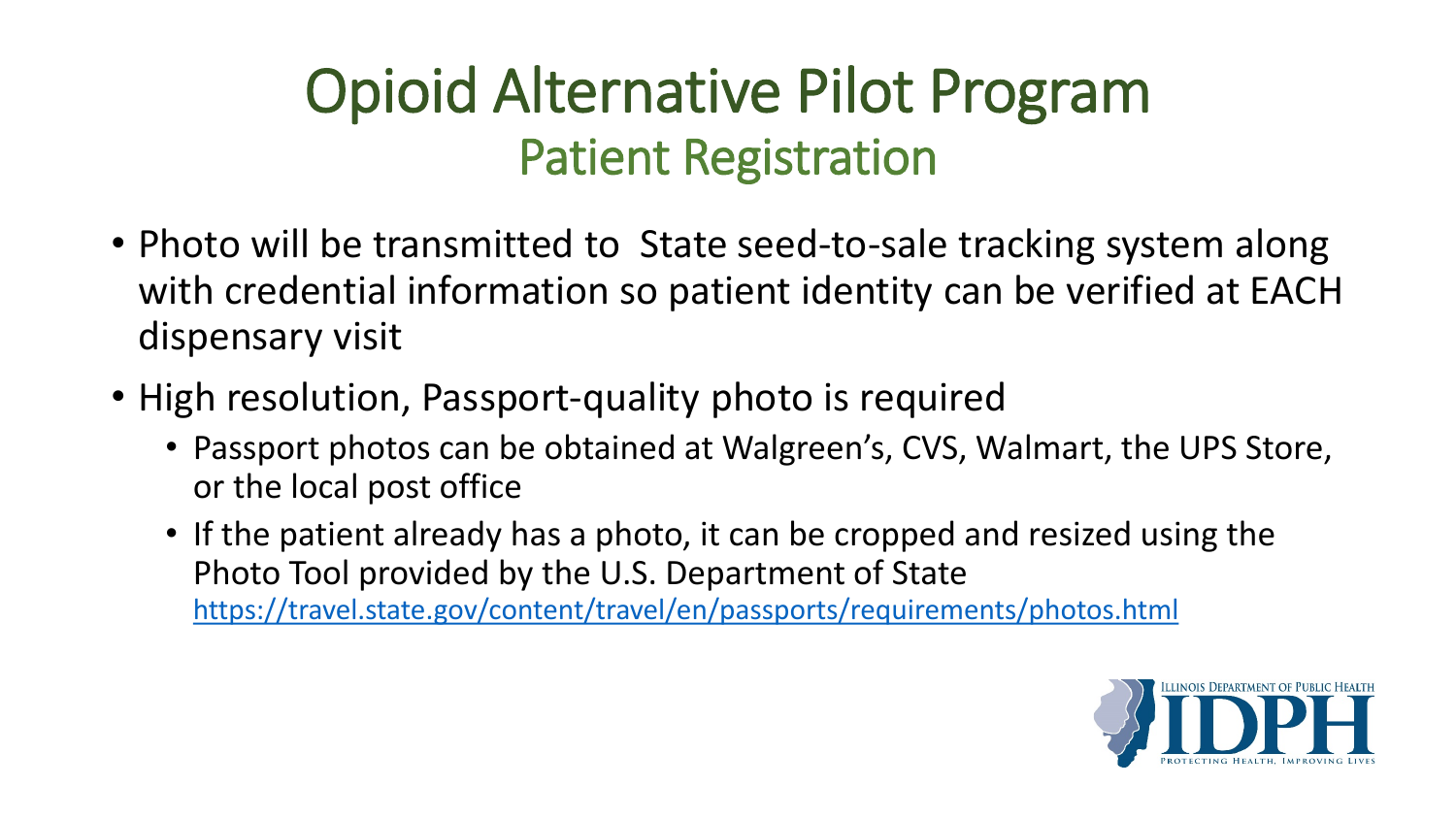# Opioid Alternative Pilot Program

## Patient Registration

- Photo will be transmitted to State seed-to-sale tracking system along with credential information so patient identity can be verified at EACH dispensary visit
- High resolution, Passport-quality photo is required
  - Passport photos can be obtained at Walgreen's, CVS, Walmart, the UPS Store, or the local post office
  - If the patient already has a photo, it can be cropped and resized using the Photo Tool provided by the U.S. Department of State https://travel.state.gov/content/travel/en/passports/requirements/photos.html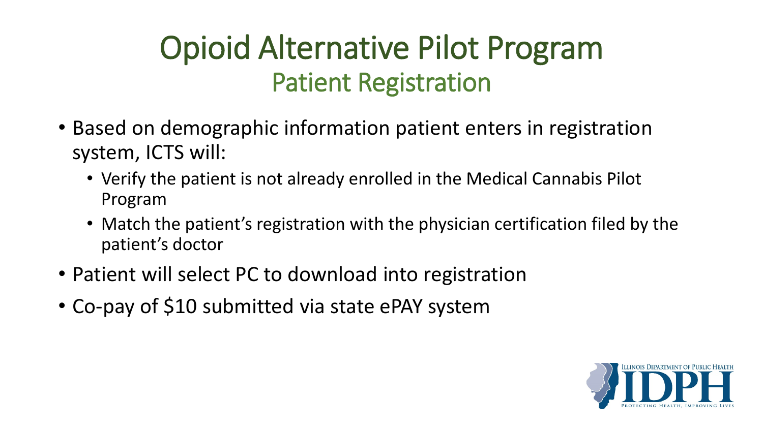# Opioid Alternative Pilot Program

## Patient Registration

- Based on demographic information patient enters in registration system, ICTS will:
  - Verify the patient is not already enrolled in the Medical Cannabis Pilot Program
  - Match the patient's registration with the physician certification filed by the patient's doctor
- Patient will select PC to download into registration
- Co-pay of $10 submitted via state ePAY system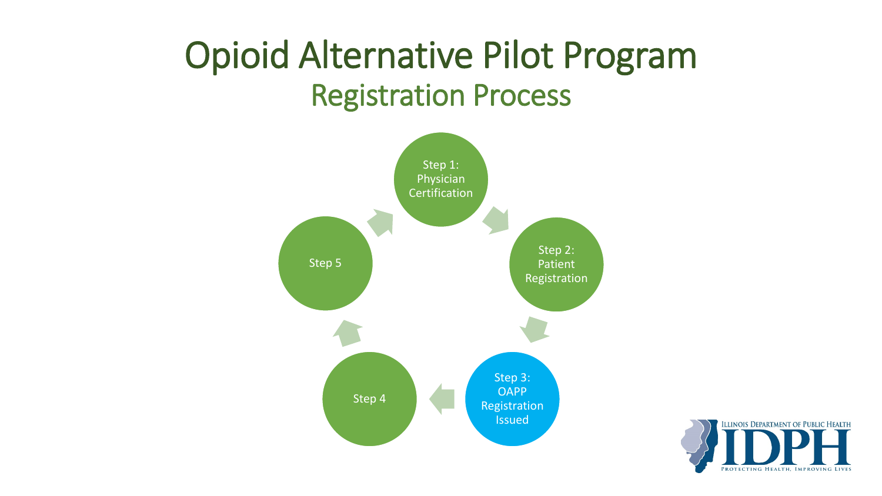# Opioid Alternative Pilot Program

## Registration Process

Step 1: Physician Certification

Step 2: Patient Registration

Step 3: OAPP Registration Issued

Step 4

Step 5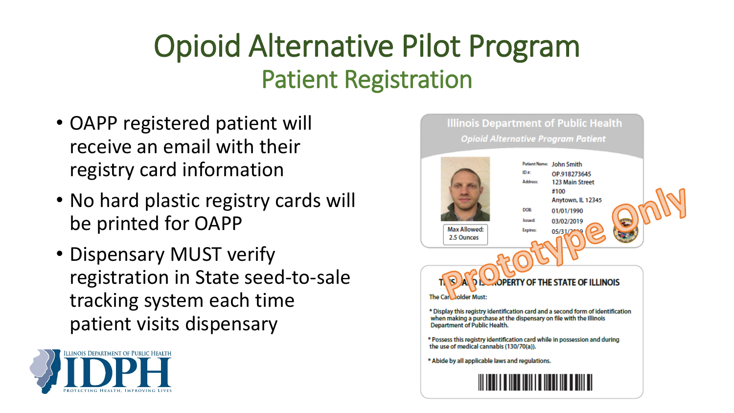# Opioid Alternative Pilot Program

## Patient Registration

- OAPP registered patient will receive an email with their registry card information
- No hard plastic registry cards will be printed for OAPP
- Dispensary MUST verify registration in State seed-to-sale tracking system each time patient visits dispensary

Illinois Department of Public Health

*Opioid Alternative Program Patient*

Patient Name: John Smith
ID #: OP.918273645
Address: 123 Main Street #100 Anytown, IL 12345
DOB: 01/01/1990
Issued: 03/02/2019
Expires: 05/31/2019

Max Allowed: 2.5 Ounces

Prototype Only

THIS CARD IS PROPERTY OF THE STATE OF ILLINOIS

The Cardholder Must:

* Display this registry identification card and a second form of identification when making a purchase at the dispensary on file with the Illinois Department of Public Health.

* Possess this registry identification card while in possession and during the use of medical cannabis (130/70(a)).

* Abide by all applicable laws and regulations.

ILLINOIS DEPARTMENT OF PUBLIC HEALTH IDPH PROTECTING HEALTH, IMPROVING LIVES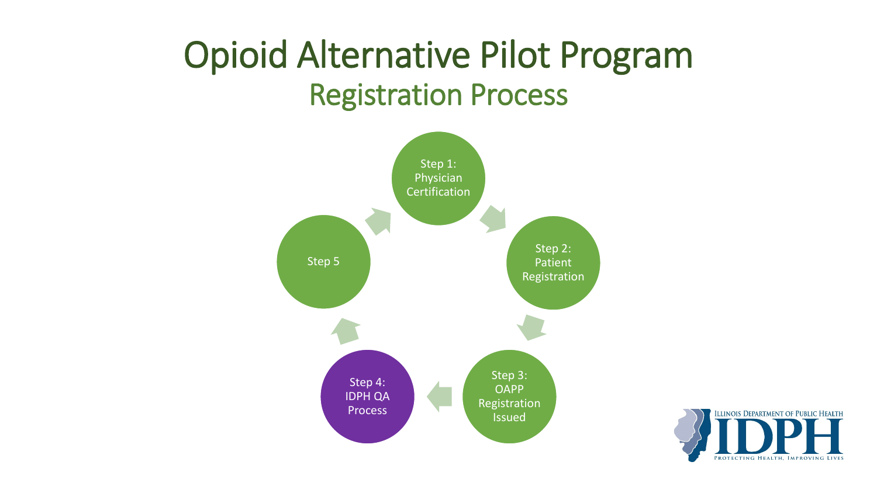# Opioid Alternative Pilot Program

## Registration Process

Step 1: Physician Certification

Step 2: Patient Registration

Step 3: OAPP Registration Issued

Step 4: IDPH QA Process

Step 5

ILLINOIS DEPARTMENT OF PUBLIC HEALTH

IDPH

PROTECTING HEALTH, IMPROVING LIVES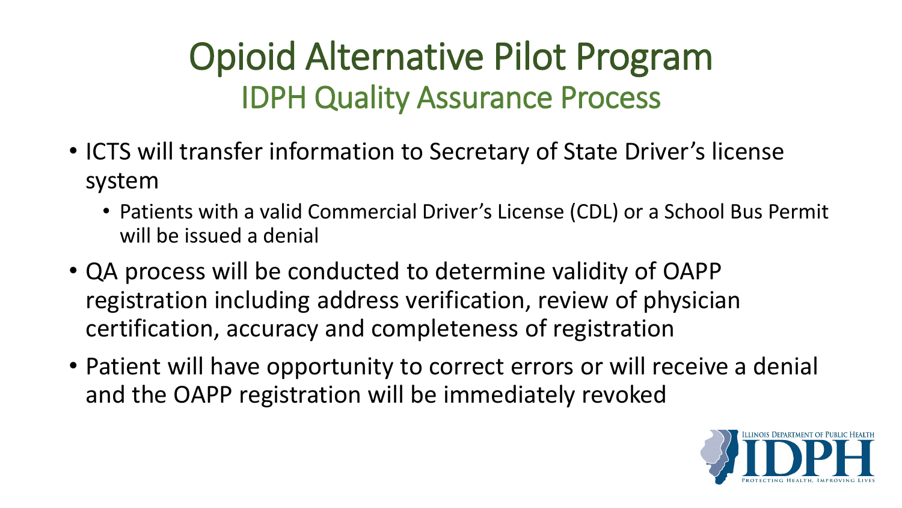# Opioid Alternative Pilot Program

## IDPH Quality Assurance Process

- ICTS will transfer information to Secretary of State Driver's license system
  - Patients with a valid Commercial Driver's License (CDL) or a School Bus Permit will be issued a denial
- QA process will be conducted to determine validity of OAPP registration including address verification, review of physician certification, accuracy and completeness of registration
- Patient will have opportunity to correct errors or will receive a denial and the OAPP registration will be immediately revoked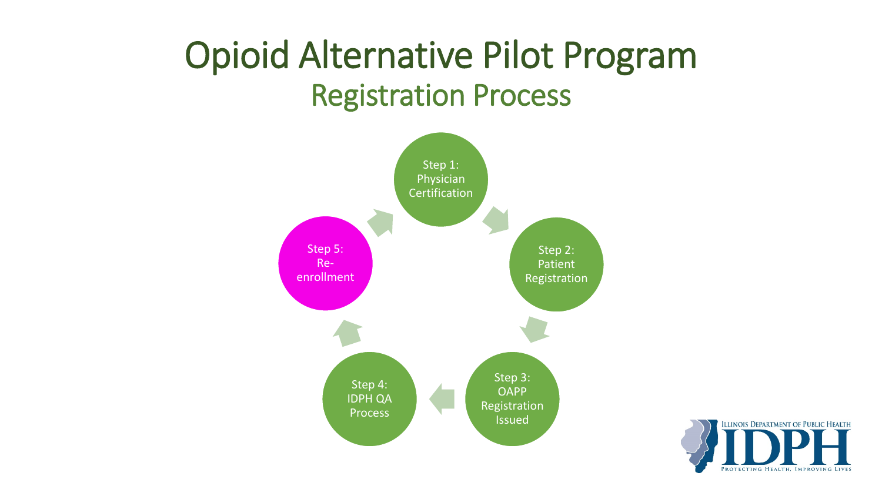# Opioid Alternative Pilot Program

## Registration Process

Step 1: Physician Certification

Step 2: Patient Registration

Step 3: OAPP Registration Issued

Step 4: IDPH QA Process

Step 5: Re-enrollment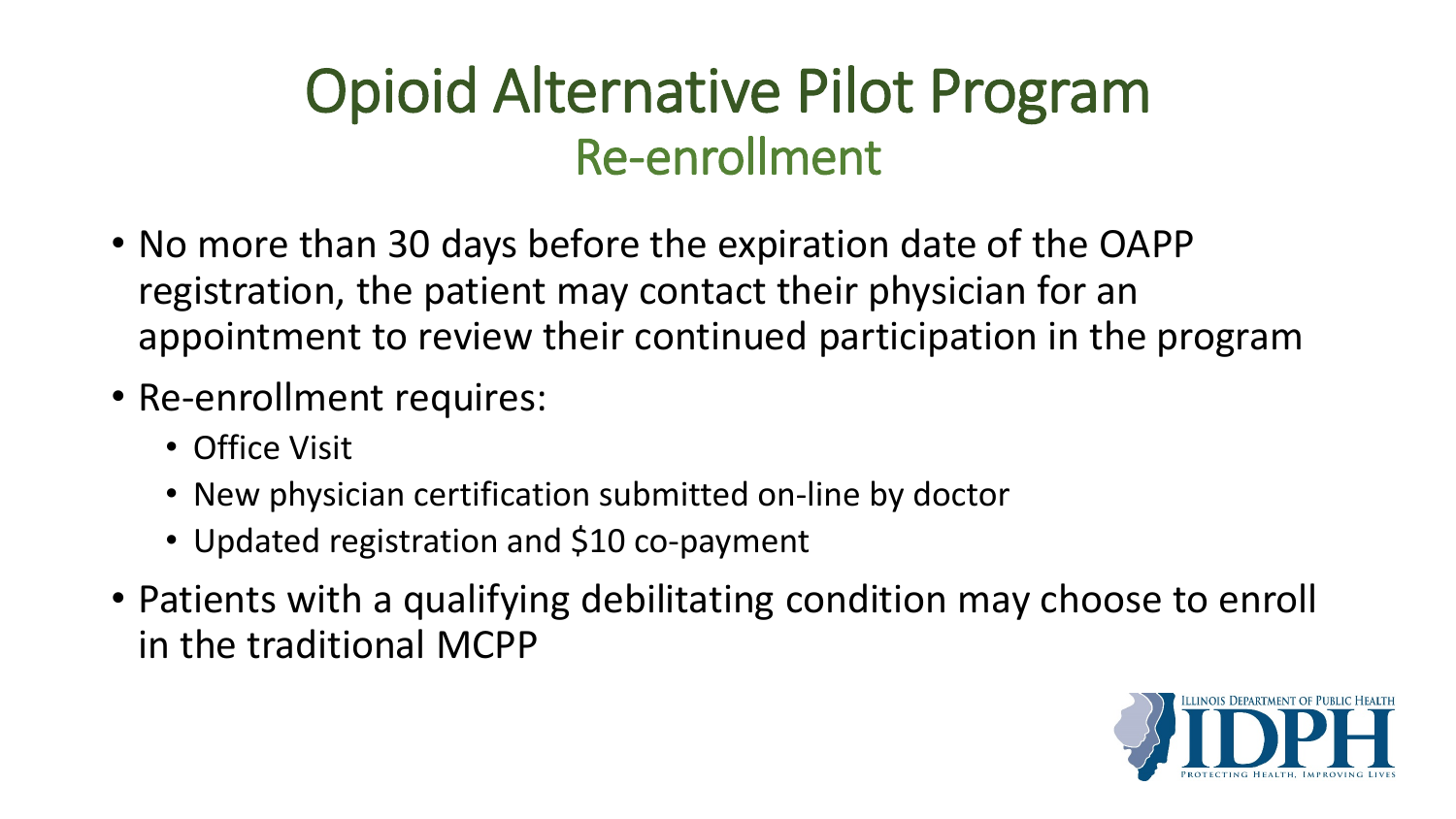# Opioid Alternative Pilot Program

## Re-enrollment

- No more than 30 days before the expiration date of the OAPP registration, the patient may contact their physician for an appointment to review their continued participation in the program
- Re-enrollment requires:
  - Office Visit
  - New physician certification submitted on-line by doctor
  - Updated registration and $10 co-payment
- Patients with a qualifying debilitating condition may choose to enroll in the traditional MCPP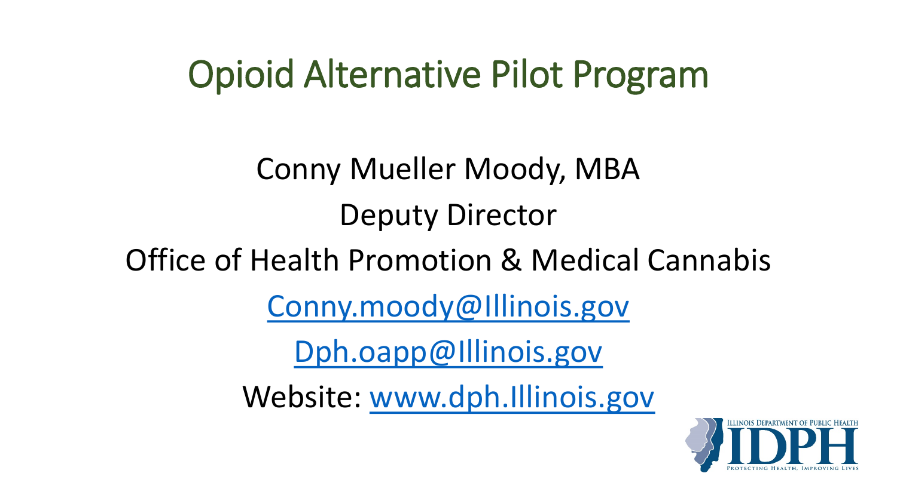# Opioid Alternative Pilot Program

Conny Mueller Moody, MBA

Deputy Director

Office of Health Promotion & Medical Cannabis

Conny.moody@Illinois.gov

Dph.oapp@Illinois.gov

Website: www.dph.Illinois.gov

ILLINOIS DEPARTMENT OF PUBLIC HEALTH

IDPH

PROTECTING HEALTH, IMPROVING LIVES